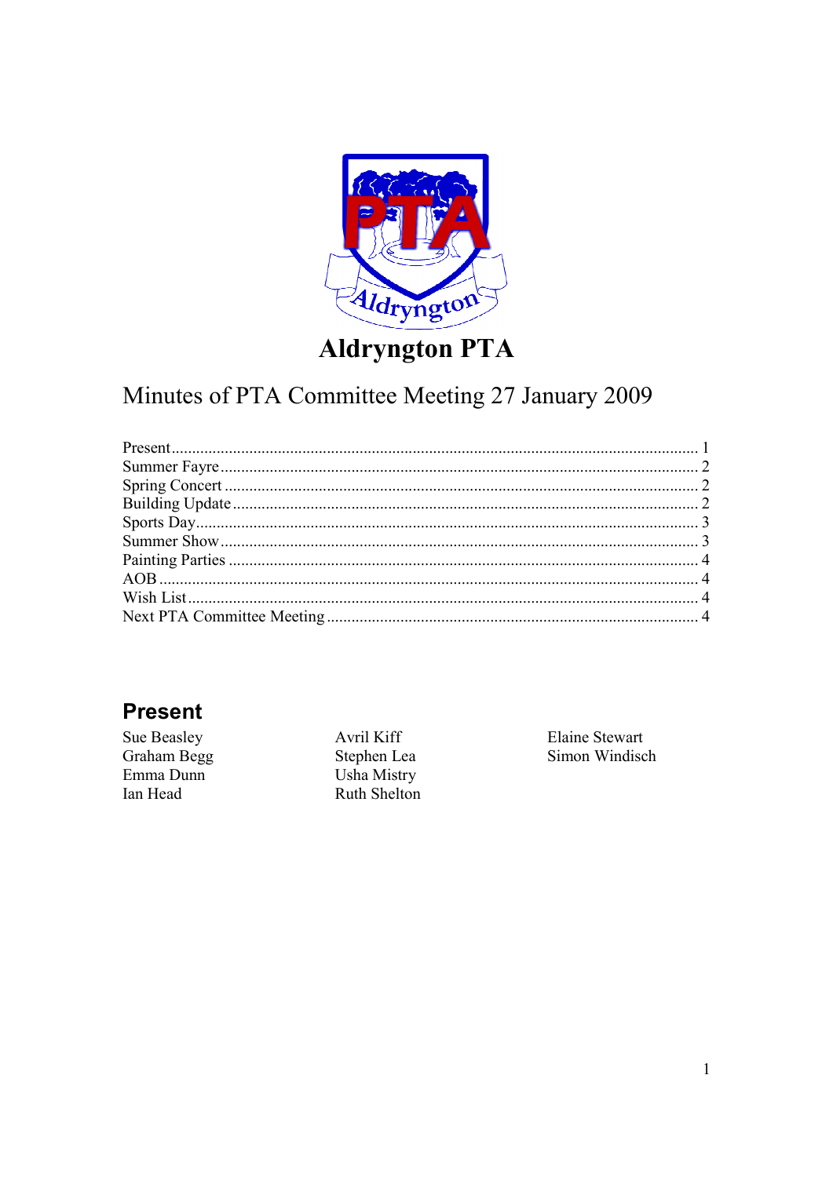# Aldryngton PTA

## Minutes of PTA Committee Meeting 27 January 2009

Present ........................................................................ 1
Summer Fayre ........................................................................ 2
Spring Concert ........................................................................ 2
Building Update ........................................................................ 2
Sports Day ........................................................................ 3
Summer Show ........................................................................ 3
Painting Parties ........................................................................ 4
AOB ........................................................................ 4
Wish List ........................................................................ 4
Next PTA Committee Meeting ........................................................................ 4

## Present

Sue Beasley
Graham Begg
Emma Dunn
Ian Head
Avril Kiff
Stephen Lea
Usha Mistry
Ruth Shelton
Elaine Stewart
Simon Windisch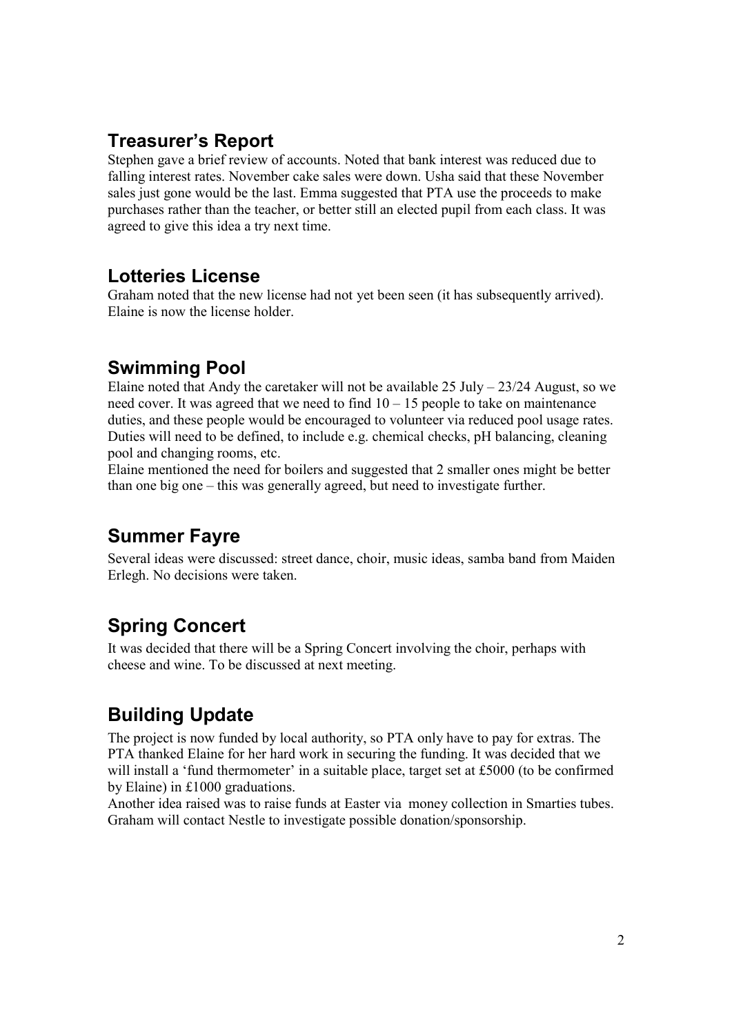## Treasurer's Report

Stephen gave a brief review of accounts. Noted that bank interest was reduced due to falling interest rates. November cake sales were down. Usha said that these November sales just gone would be the last. Emma suggested that PTA use the proceeds to make purchases rather than the teacher, or better still an elected pupil from each class. It was agreed to give this idea a try next time.

## Lotteries License

Graham noted that the new license had not yet been seen (it has subsequently arrived). Elaine is now the license holder.

## Swimming Pool

Elaine noted that Andy the caretaker will not be available 25 July – 23/24 August, so we need cover. It was agreed that we need to find 10 – 15 people to take on maintenance duties, and these people would be encouraged to volunteer via reduced pool usage rates. Duties will need to be defined, to include e.g. chemical checks, pH balancing, cleaning pool and changing rooms, etc.

Elaine mentioned the need for boilers and suggested that 2 smaller ones might be better than one big one – this was generally agreed, but need to investigate further.

## Summer Fayre

Several ideas were discussed: street dance, choir, music ideas, samba band from Maiden Erlegh. No decisions were taken.

## Spring Concert

It was decided that there will be a Spring Concert involving the choir, perhaps with cheese and wine. To be discussed at next meeting.

## Building Update

The project is now funded by local authority, so PTA only have to pay for extras. The PTA thanked Elaine for her hard work in securing the funding. It was decided that we will install a 'fund thermometer' in a suitable place, target set at £5000 (to be confirmed by Elaine) in £1000 graduations.

Another idea raised was to raise funds at Easter via money collection in Smarties tubes. Graham will contact Nestle to investigate possible donation/sponsorship.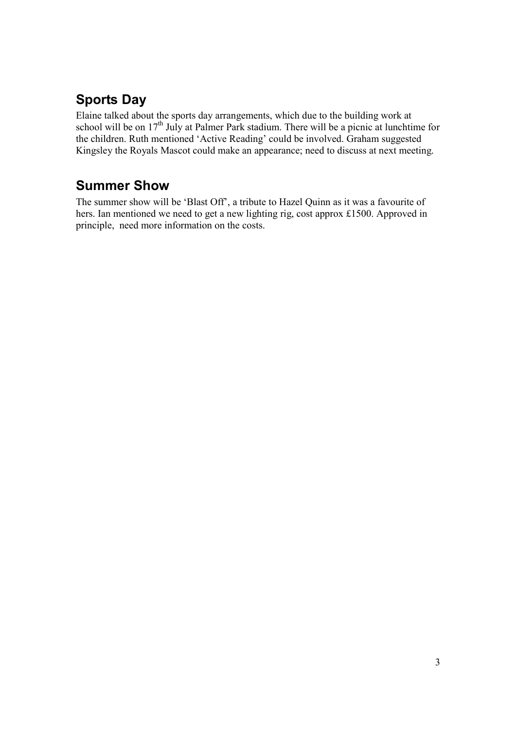## Sports Day

Elaine talked about the sports day arrangements, which due to the building work at school will be on 17th July at Palmer Park stadium. There will be a picnic at lunchtime for the children. Ruth mentioned 'Active Reading' could be involved. Graham suggested Kingsley the Royals Mascot could make an appearance; need to discuss at next meeting.

## Summer Show

The summer show will be 'Blast Off', a tribute to Hazel Quinn as it was a favourite of hers. Ian mentioned we need to get a new lighting rig, cost approx £1500. Approved in principle, need more information on the costs.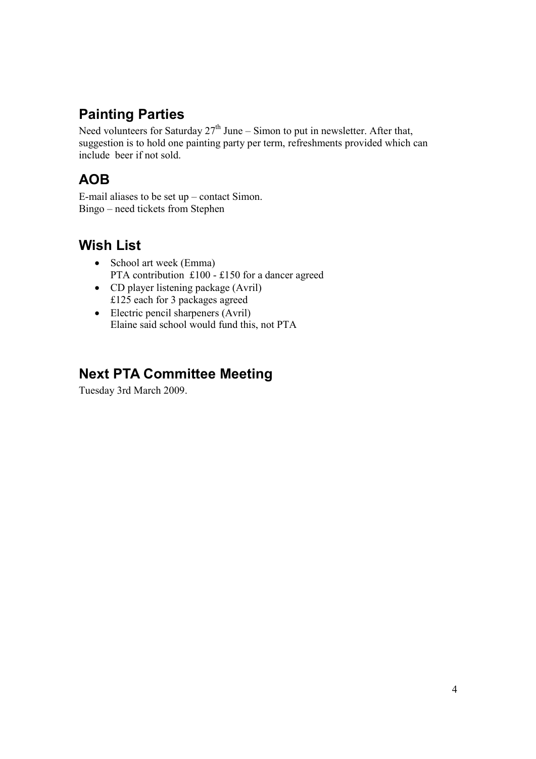## Painting Parties

Need volunteers for Saturday 27th June – Simon to put in newsletter. After that, suggestion is to hold one painting party per term, refreshments provided which can include beer if not sold.

## AOB

E-mail aliases to be set up – contact Simon.
Bingo – need tickets from Stephen

## Wish List

- School art week (Emma)
  PTA contribution £100 - £150 for a dancer agreed
- CD player listening package (Avril)
  £125 each for 3 packages agreed
- Electric pencil sharpeners (Avril)
  Elaine said school would fund this, not PTA

## Next PTA Committee Meeting

Tuesday 3rd March 2009.